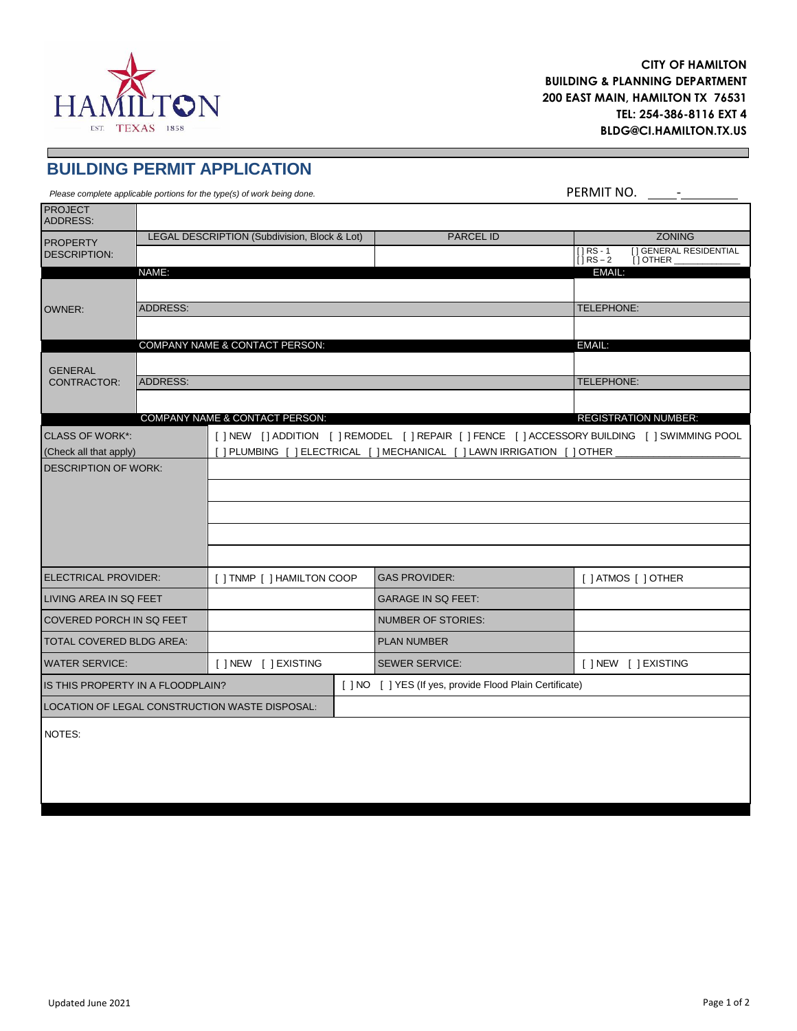**CITY OF HAMILTON**
**BUILDING & PLANNING DEPARTMENT**
**200 EAST MAIN, HAMILTON TX 76531**
**TEL: 254-386-8116 EXT 4**
**BLDG@CI.HAMILTON.TX.US**

# BUILDING PERMIT APPLICATION

*Please complete applicable portions for the type(s) of work being done.*

PERMIT NO. ____-________

| | | | |
|---|---|---|---|
| PROJECT ADDRESS: | | | |
| PROPERTY DESCRIPTION: | LEGAL DESCRIPTION (Subdivision, Block & Lot) | PARCEL ID | ZONING<br>[ ] RS - 1 [ ] GENERAL RESIDENTIAL<br>[ ] RS – 2 [ ] OTHER ________ |
| OWNER: | NAME: | | EMAIL: |
| | ADDRESS: | | TELEPHONE: |
| GENERAL CONTRACTOR: | COMPANY NAME & CONTACT PERSON: | | EMAIL: |
| | ADDRESS: | | TELEPHONE: |
| | COMPANY NAME & CONTACT PERSON: | | REGISTRATION NUMBER: |

| | | | |
|---|---|---|---|
| CLASS OF WORK*: (Check all that apply) | [ ] NEW [ ] ADDITION [ ] REMODEL [ ] REPAIR [ ] FENCE [ ] ACCESSORY BUILDING [ ] SWIMMING POOL<br>[ ] PLUMBING [ ] ELECTRICAL [ ] MECHANICAL [ ] LAWN IRRIGATION [ ] OTHER ________ | | |
| DESCRIPTION OF WORK: | | | |
| ELECTRICAL PROVIDER: | [ ] TNMP [ ] HAMILTON COOP | GAS PROVIDER: | [ ] ATMOS [ ] OTHER |
| LIVING AREA IN SQ FEET | | GARAGE IN SQ FEET: | |
| COVERED PORCH IN SQ FEET | | NUMBER OF STORIES: | |
| TOTAL COVERED BLDG AREA: | | PLAN NUMBER | |
| WATER SERVICE: | [ ] NEW [ ] EXISTING | SEWER SERVICE: | [ ] NEW [ ] EXISTING |
| IS THIS PROPERTY IN A FLOODPLAIN? | [ ] NO [ ] YES (If yes, provide Flood Plain Certificate) | | |
| LOCATION OF LEGAL CONSTRUCTION WASTE DISPOSAL: | | | |

NOTES:

Updated June 2021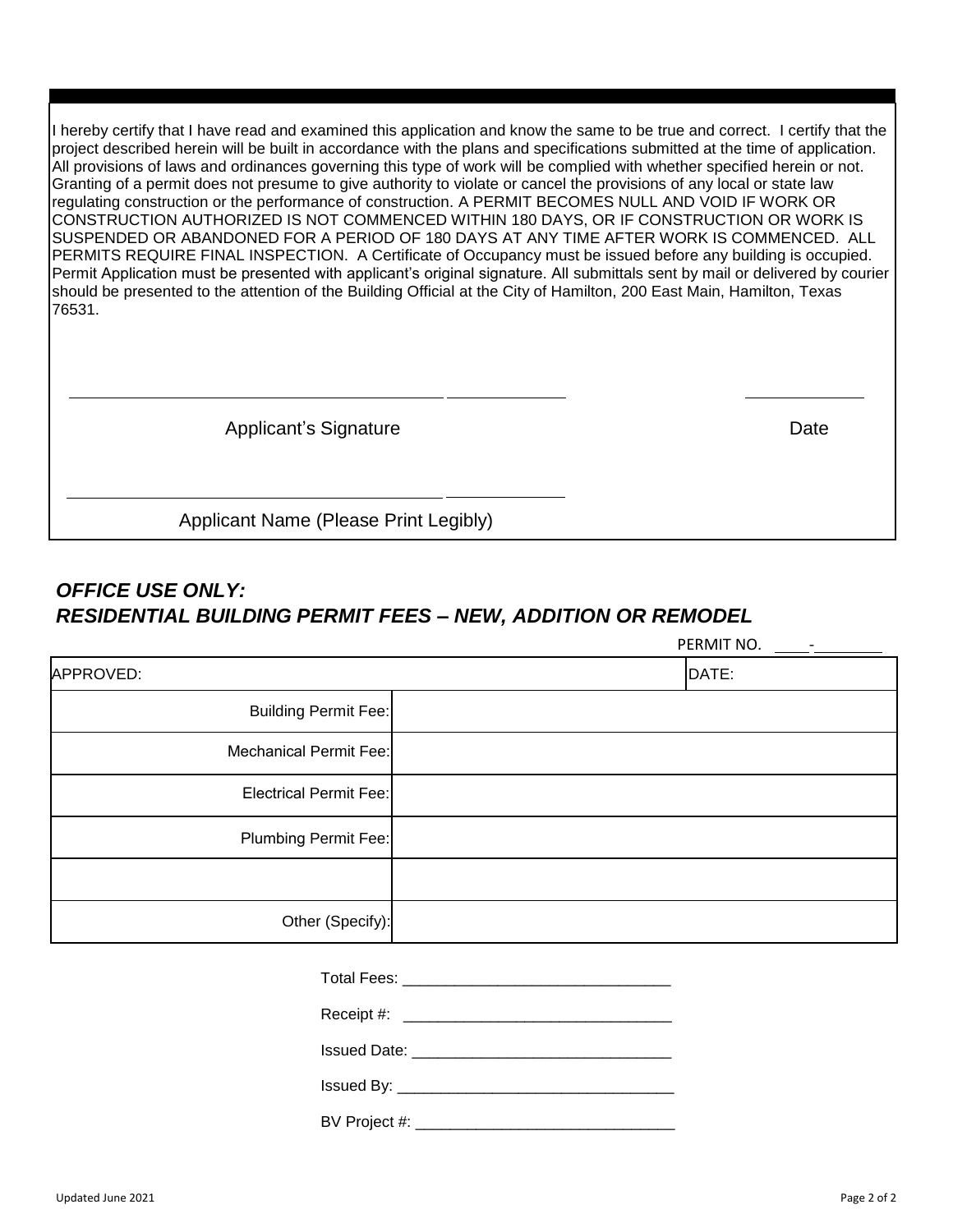I hereby certify that I have read and examined this application and know the same to be true and correct. I certify that the project described herein will be built in accordance with the plans and specifications submitted at the time of application. All provisions of laws and ordinances governing this type of work will be complied with whether specified herein or not. Granting of a permit does not presume to give authority to violate or cancel the provisions of any local or state law regulating construction or the performance of construction. A PERMIT BECOMES NULL AND VOID IF WORK OR CONSTRUCTION AUTHORIZED IS NOT COMMENCED WITHIN 180 DAYS, OR IF CONSTRUCTION OR WORK IS SUSPENDED OR ABANDONED FOR A PERIOD OF 180 DAYS AT ANY TIME AFTER WORK IS COMMENCED. ALL PERMITS REQUIRE FINAL INSPECTION. A Certificate of Occupancy must be issued before any building is occupied. Permit Application must be presented with applicant's original signature. All submittals sent by mail or delivered by courier should be presented to the attention of the Building Official at the City of Hamilton, 200 East Main, Hamilton, Texas 76531.

______________________________________________ ______________

Applicant's Signature                                                                 Date

______________________________________________

Applicant Name (Please Print Legibly)

## *OFFICE USE ONLY:*
## *RESIDENTIAL BUILDING PERMIT FEES – NEW, ADDITION OR REMODEL*

PERMIT NO. ____-________

| APPROVED: | | DATE: |
|---|---|---|
| Building Permit Fee: | | |
| Mechanical Permit Fee: | | |
| Electrical Permit Fee: | | |
| Plumbing Permit Fee: | | |
| | | |
| Other (Specify): | | |

Total Fees: ______________________________

Receipt #: ______________________________

Issued Date: ______________________________

Issued By: ______________________________

BV Project #: ______________________________

Updated June 2021